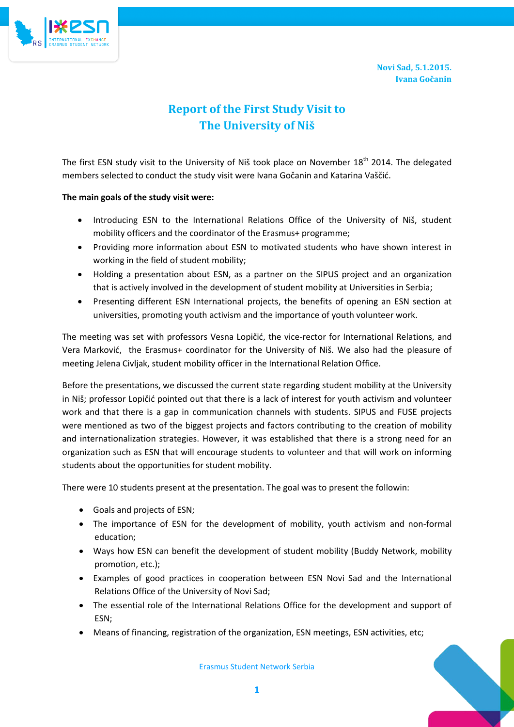Novi Sad, 5.1.2015.
Ivana Gočanin

# Report of the First Study Visit to The University of Niš

The first ESN study visit to the University of Niš took place on November 18th 2014. The delegated members selected to conduct the study visit were Ivana Gočanin and Katarina Vaščić.

**The main goals of the study visit were:**

- Introducing ESN to the International Relations Office of the University of Niš, student mobility officers and the coordinator of the Erasmus+ programme;
- Providing more information about ESN to motivated students who have shown interest in working in the field of student mobility;
- Holding a presentation about ESN, as a partner on the SIPUS project and an organization that is actively involved in the development of student mobility at Universities in Serbia;
- Presenting different ESN International projects, the benefits of opening an ESN section at universities, promoting youth activism and the importance of youth volunteer work.

The meeting was set with professors Vesna Lopičić, the vice-rector for International Relations, and Vera Marković, the Erasmus+ coordinator for the University of Niš. We also had the pleasure of meeting Jelena Civljak, student mobility officer in the International Relation Office.

Before the presentations, we discussed the current state regarding student mobility at the University in Niš; professor Lopičić pointed out that there is a lack of interest for youth activism and volunteer work and that there is a gap in communication channels with students. SIPUS and FUSE projects were mentioned as two of the biggest projects and factors contributing to the creation of mobility and internationalization strategies. However, it was established that there is a strong need for an organization such as ESN that will encourage students to volunteer and that will work on informing students about the opportunities for student mobility.

There were 10 students present at the presentation. The goal was to present the followin:

- Goals and projects of ESN;
- The importance of ESN for the development of mobility, youth activism and non-formal education;
- Ways how ESN can benefit the development of student mobility (Buddy Network, mobility promotion, etc.);
- Examples of good practices in cooperation between ESN Novi Sad and the International Relations Office of the University of Novi Sad;
- The essential role of the International Relations Office for the development and support of ESN;
- Means of financing, registration of the organization, ESN meetings, ESN activities, etc;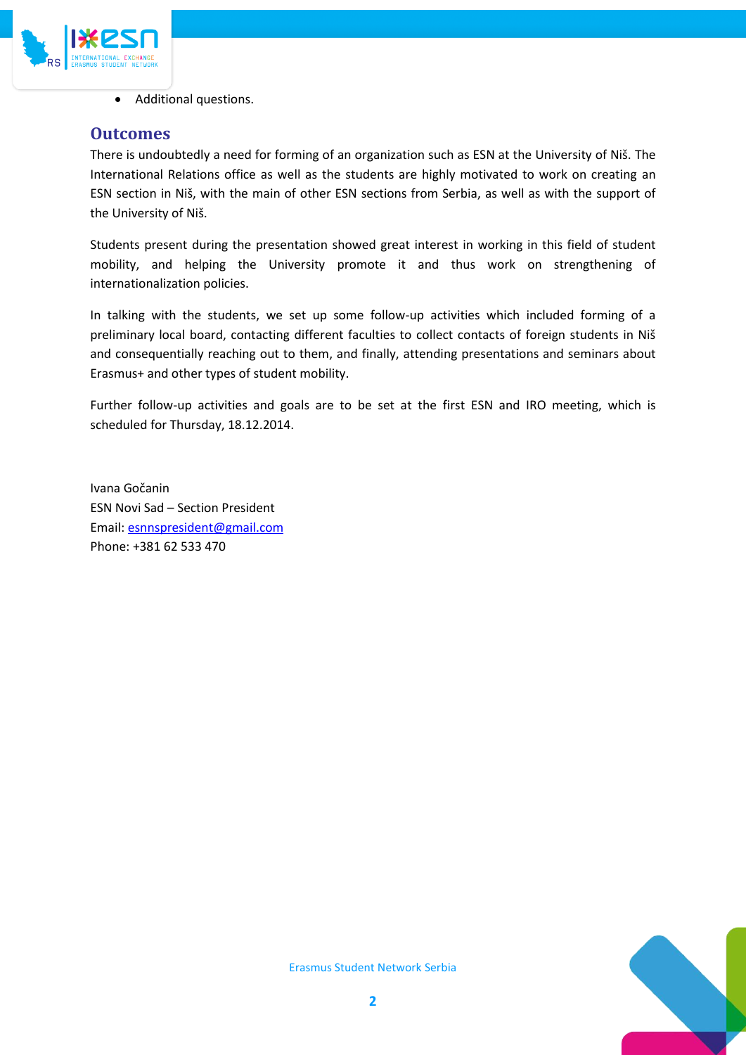- Additional questions.

## Outcomes

There is undoubtedly a need for forming of an organization such as ESN at the University of Niš. The International Relations office as well as the students are highly motivated to work on creating an ESN section in Niš, with the main of other ESN sections from Serbia, as well as with the support of the University of Niš.

Students present during the presentation showed great interest in working in this field of student mobility, and helping the University promote it and thus work on strengthening of internationalization policies.

In talking with the students, we set up some follow-up activities which included forming of a preliminary local board, contacting different faculties to collect contacts of foreign students in Niš and consequentially reaching out to them, and finally, attending presentations and seminars about Erasmus+ and other types of student mobility.

Further follow-up activities and goals are to be set at the first ESN and IRO meeting, which is scheduled for Thursday, 18.12.2014.

Ivana Gočanin  
ESN Novi Sad – Section President  
Email: esnnspresident@gmail.com  
Phone: +381 62 533 470